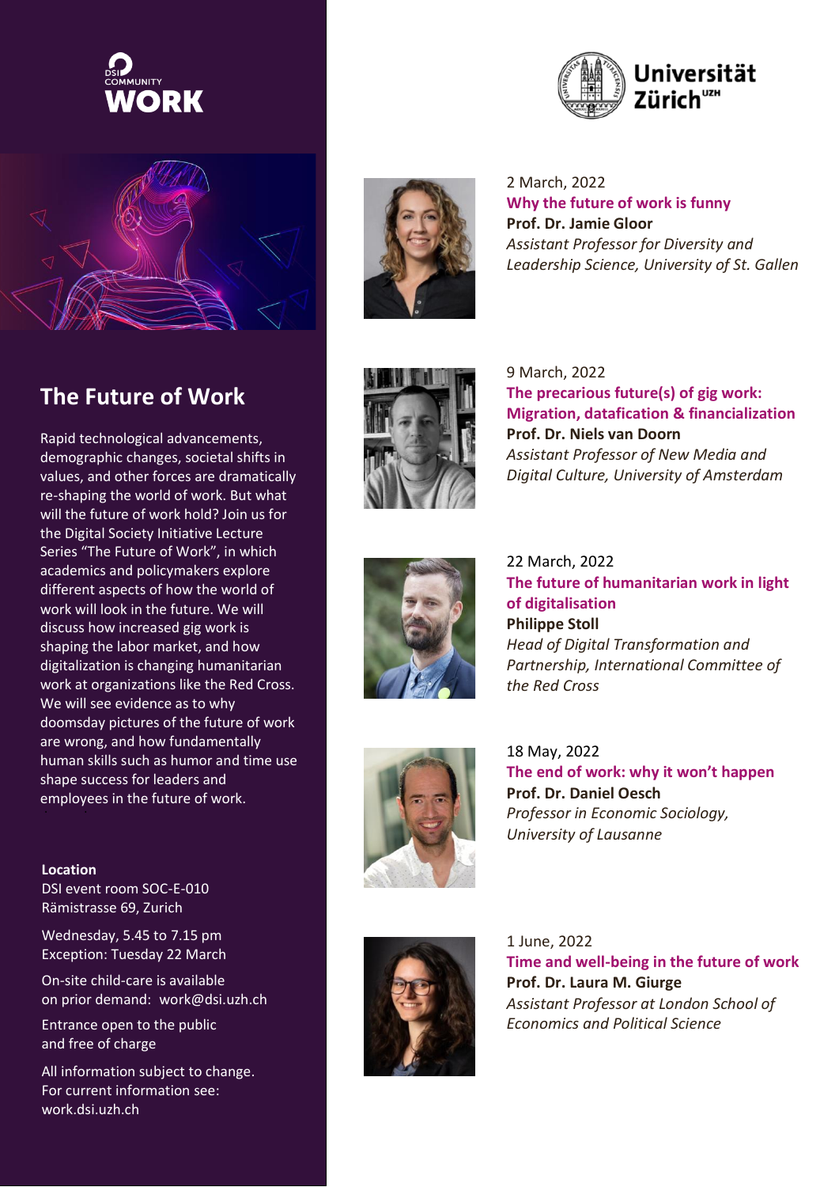DSI COMMUNITY WORK

Universität Zürich[UZH]

## The Future of Work

Rapid technological advancements, demographic changes, societal shifts in values, and other forces are dramatically re-shaping the world of work. But what will the future of work hold? Join us for the Digital Society Initiative Lecture Series "The Future of Work", in which academics and policymakers explore different aspects of how the world of work will look in the future. We will discuss how increased gig work is shaping the labor market, and how digitalization is changing humanitarian work at organizations like the Red Cross. We will see evidence as to why doomsday pictures of the future of work are wrong, and how fundamentally human skills such as humor and time use shape success for leaders and employees in the future of work.

**Location**
DSI event room SOC-E-010
Rämistrasse 69, Zurich

Wednesday, 5.45 to 7.15 pm
Exception: Tuesday 22 March

On-site child-care is available on prior demand: work@dsi.uzh.ch

Entrance open to the public and free of charge

All information subject to change.
For current information see:
work.dsi.uzh.ch

2 March, 2022
**Why the future of work is funny**
**Prof. Dr. Jamie Gloor**
*Assistant Professor for Diversity and Leadership Science, University of St. Gallen*

9 March, 2022
**The precarious future(s) of gig work: Migration, datafication & financialization**
**Prof. Dr. Niels van Doorn**
*Assistant Professor of New Media and Digital Culture, University of Amsterdam*

22 March, 2022
**The future of humanitarian work in light of digitalisation**
**Philippe Stoll**
*Head of Digital Transformation and Partnership, International Committee of the Red Cross*

18 May, 2022
**The end of work: why it won't happen**
**Prof. Dr. Daniel Oesch**
*Professor in Economic Sociology, University of Lausanne*

1 June, 2022
**Time and well-being in the future of work**
**Prof. Dr. Laura M. Giurge**
*Assistant Professor at London School of Economics and Political Science*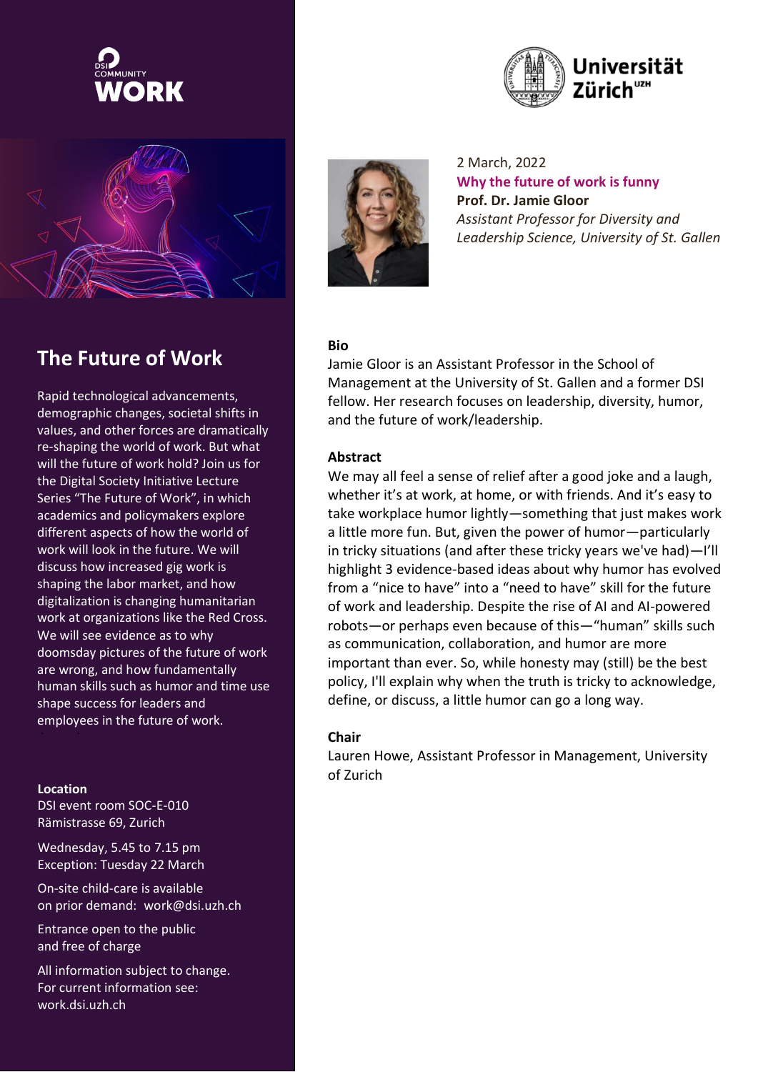DSI COMMUNITY

**WORK**

**Universität Zürich**[UZH]

## The Future of Work

Rapid technological advancements, demographic changes, societal shifts in values, and other forces are dramatically re-shaping the world of work. But what will the future of work hold? Join us for the Digital Society Initiative Lecture Series "The Future of Work", in which academics and policymakers explore different aspects of how the world of work will look in the future. We will discuss how increased gig work is shaping the labor market, and how digitalization is changing humanitarian work at organizations like the Red Cross. We will see evidence as to why doomsday pictures of the future of work are wrong, and how fundamentally human skills such as humor and time use shape success for leaders and employees in the future of work.

**Location**
DSI event room SOC-E-010
Rämistrasse 69, Zurich

Wednesday, 5.45 to 7.15 pm
Exception: Tuesday 22 March

On-site child-care is available
on prior demand: work@dsi.uzh.ch

Entrance open to the public
and free of charge

All information subject to change.
For current information see:
work.dsi.uzh.ch

2 March, 2022
**Why the future of work is funny**
**Prof. Dr. Jamie Gloor**
*Assistant Professor for Diversity and Leadership Science, University of St. Gallen*

**Bio**

Jamie Gloor is an Assistant Professor in the School of Management at the University of St. Gallen and a former DSI fellow. Her research focuses on leadership, diversity, humor, and the future of work/leadership.

**Abstract**

We may all feel a sense of relief after a good joke and a laugh, whether it's at work, at home, or with friends. And it's easy to take workplace humor lightly—something that just makes work a little more fun. But, given the power of humor—particularly in tricky situations (and after these tricky years we've had)—I'll highlight 3 evidence-based ideas about why humor has evolved from a "nice to have" into a "need to have" skill for the future of work and leadership. Despite the rise of AI and AI-powered robots—or perhaps even because of this—"human" skills such as communication, collaboration, and humor are more important than ever. So, while honesty may (still) be the best policy, I'll explain why when the truth is tricky to acknowledge, define, or discuss, a little humor can go a long way.

**Chair**

Lauren Howe, Assistant Professor in Management, University of Zurich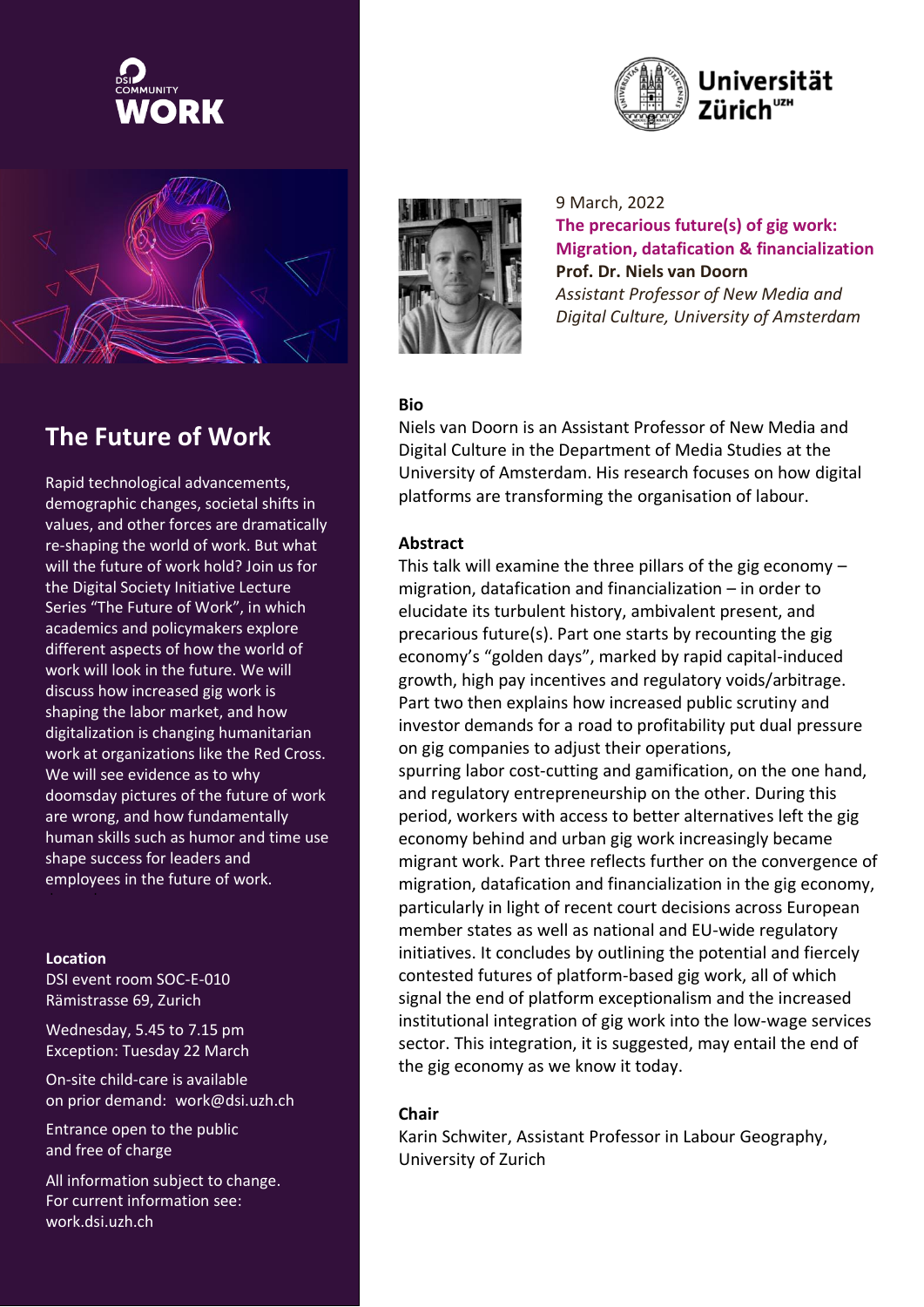DSI COMMUNITY
**WORK**

Universität Zürich[UZH]

## The Future of Work

Rapid technological advancements, demographic changes, societal shifts in values, and other forces are dramatically re-shaping the world of work. But what will the future of work hold? Join us for the Digital Society Initiative Lecture Series "The Future of Work", in which academics and policymakers explore different aspects of how the world of work will look in the future. We will discuss how increased gig work is shaping the labor market, and how digitalization is changing humanitarian work at organizations like the Red Cross. We will see evidence as to why doomsday pictures of the future of work are wrong, and how fundamentally human skills such as humor and time use shape success for leaders and employees in the future of work.

**Location**
DSI event room SOC-E-010
Rämistrasse 69, Zurich

Wednesday, 5.45 to 7.15 pm
Exception: Tuesday 22 March

On-site child-care is available on prior demand: work@dsi.uzh.ch

Entrance open to the public and free of charge

All information subject to change.
For current information see:
work.dsi.uzh.ch

9 March, 2022
**The precarious future(s) of gig work: Migration, datafication & financialization**
**Prof. Dr. Niels van Doorn**
*Assistant Professor of New Media and Digital Culture, University of Amsterdam*

**Bio**
Niels van Doorn is an Assistant Professor of New Media and Digital Culture in the Department of Media Studies at the University of Amsterdam. His research focuses on how digital platforms are transforming the organisation of labour.

**Abstract**
This talk will examine the three pillars of the gig economy – migration, datafication and financialization – in order to elucidate its turbulent history, ambivalent present, and precarious future(s). Part one starts by recounting the gig economy's "golden days", marked by rapid capital-induced growth, high pay incentives and regulatory voids/arbitrage. Part two then explains how increased public scrutiny and investor demands for a road to profitability put dual pressure on gig companies to adjust their operations,
spurring labor cost-cutting and gamification, on the one hand, and regulatory entrepreneurship on the other. During this period, workers with access to better alternatives left the gig economy behind and urban gig work increasingly became migrant work. Part three reflects further on the convergence of migration, datafication and financialization in the gig economy, particularly in light of recent court decisions across European member states as well as national and EU-wide regulatory initiatives. It concludes by outlining the potential and fiercely contested futures of platform-based gig work, all of which signal the end of platform exceptionalism and the increased institutional integration of gig work into the low-wage services sector. This integration, it is suggested, may entail the end of the gig economy as we know it today.

**Chair**
Karin Schwiter, Assistant Professor in Labour Geography, University of Zurich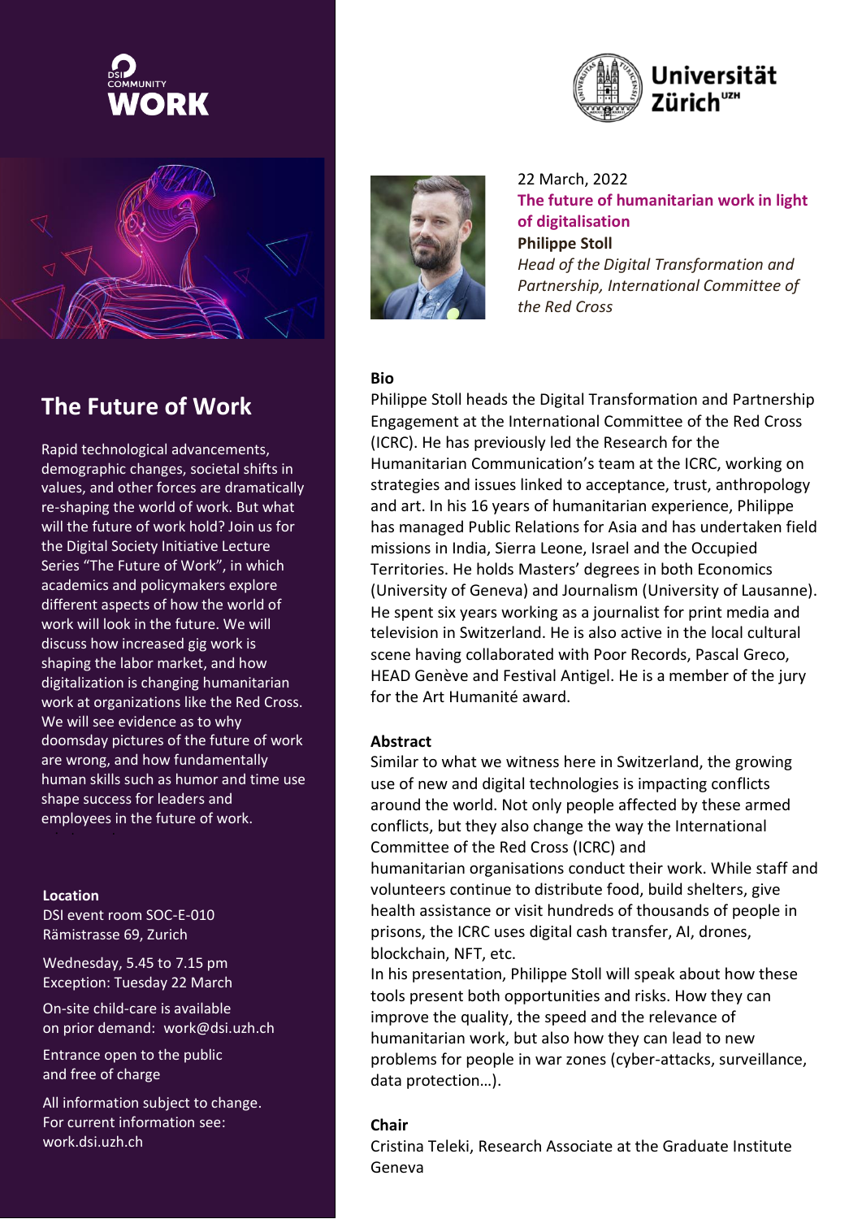DSI COMMUNITY **WORK**

Universität Zürich[UZH]

## The Future of Work

Rapid technological advancements, demographic changes, societal shifts in values, and other forces are dramatically re-shaping the world of work. But what will the future of work hold? Join us for the Digital Society Initiative Lecture Series "The Future of Work", in which academics and policymakers explore different aspects of how the world of work will look in the future. We will discuss how increased gig work is shaping the labor market, and how digitalization is changing humanitarian work at organizations like the Red Cross. We will see evidence as to why doomsday pictures of the future of work are wrong, and how fundamentally human skills such as humor and time use shape success for leaders and employees in the future of work.

**Location**
DSI event room SOC-E-010
Rämistrasse 69, Zurich

Wednesday, 5.45 to 7.15 pm
Exception: Tuesday 22 March

On-site child-care is available
on prior demand: work@dsi.uzh.ch

Entrance open to the public
and free of charge

All information subject to change.
For current information see:
work.dsi.uzh.ch

22 March, 2022

**The future of humanitarian work in light of digitalisation**

**Philippe Stoll**

*Head of the Digital Transformation and Partnership, International Committee of the Red Cross*

**Bio**

Philippe Stoll heads the Digital Transformation and Partnership Engagement at the International Committee of the Red Cross (ICRC). He has previously led the Research for the Humanitarian Communication's team at the ICRC, working on strategies and issues linked to acceptance, trust, anthropology and art. In his 16 years of humanitarian experience, Philippe has managed Public Relations for Asia and has undertaken field missions in India, Sierra Leone, Israel and the Occupied Territories. He holds Masters' degrees in both Economics (University of Geneva) and Journalism (University of Lausanne). He spent six years working as a journalist for print media and television in Switzerland. He is also active in the local cultural scene having collaborated with Poor Records, Pascal Greco, HEAD Genève and Festival Antigel. He is a member of the jury for the Art Humanité award.

**Abstract**

Similar to what we witness here in Switzerland, the growing use of new and digital technologies is impacting conflicts around the world. Not only people affected by these armed conflicts, but they also change the way the International Committee of the Red Cross (ICRC) and humanitarian organisations conduct their work. While staff and volunteers continue to distribute food, build shelters, give health assistance or visit hundreds of thousands of people in prisons, the ICRC uses digital cash transfer, AI, drones, blockchain, NFT, etc.

In his presentation, Philippe Stoll will speak about how these tools present both opportunities and risks. How they can improve the quality, the speed and the relevance of humanitarian work, but also how they can lead to new problems for people in war zones (cyber-attacks, surveillance, data protection…).

**Chair**

Cristina Teleki, Research Associate at the Graduate Institute Geneva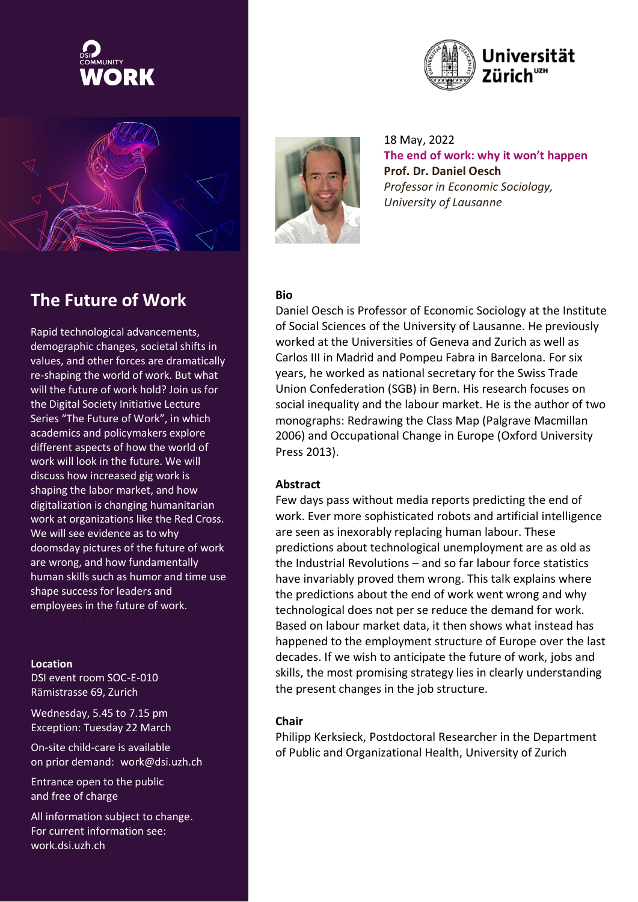DSI COMMUNITY WORK

Universität Zürich[UZH]

# The Future of Work

Rapid technological advancements, demographic changes, societal shifts in values, and other forces are dramatically re-shaping the world of work. But what will the future of work hold? Join us for the Digital Society Initiative Lecture Series "The Future of Work", in which academics and policymakers explore different aspects of how the world of work will look in the future. We will discuss how increased gig work is shaping the labor market, and how digitalization is changing humanitarian work at organizations like the Red Cross. We will see evidence as to why doomsday pictures of the future of work are wrong, and how fundamentally human skills such as humor and time use shape success for leaders and employees in the future of work.

**Location**
DSI event room SOC-E-010
Rämistrasse 69, Zurich

Wednesday, 5.45 to 7.15 pm
Exception: Tuesday 22 March

On-site child-care is available on prior demand: work@dsi.uzh.ch

Entrance open to the public and free of charge

All information subject to change.
For current information see:
work.dsi.uzh.ch

18 May, 2022
**The end of work: why it won't happen**
**Prof. Dr. Daniel Oesch**
*Professor in Economic Sociology, University of Lausanne*

**Bio**

Daniel Oesch is Professor of Economic Sociology at the Institute of Social Sciences of the University of Lausanne. He previously worked at the Universities of Geneva and Zurich as well as Carlos III in Madrid and Pompeu Fabra in Barcelona. For six years, he worked as national secretary for the Swiss Trade Union Confederation (SGB) in Bern. His research focuses on social inequality and the labour market. He is the author of two monographs: Redrawing the Class Map (Palgrave Macmillan 2006) and Occupational Change in Europe (Oxford University Press 2013).

**Abstract**

Few days pass without media reports predicting the end of work. Ever more sophisticated robots and artificial intelligence are seen as inexorably replacing human labour. These predictions about technological unemployment are as old as the Industrial Revolutions – and so far labour force statistics have invariably proved them wrong. This talk explains where the predictions about the end of work went wrong and why technological does not per se reduce the demand for work. Based on labour market data, it then shows what instead has happened to the employment structure of Europe over the last decades. If we wish to anticipate the future of work, jobs and skills, the most promising strategy lies in clearly understanding the present changes in the job structure.

**Chair**

Philipp Kerksieck, Postdoctoral Researcher in the Department of Public and Organizational Health, University of Zurich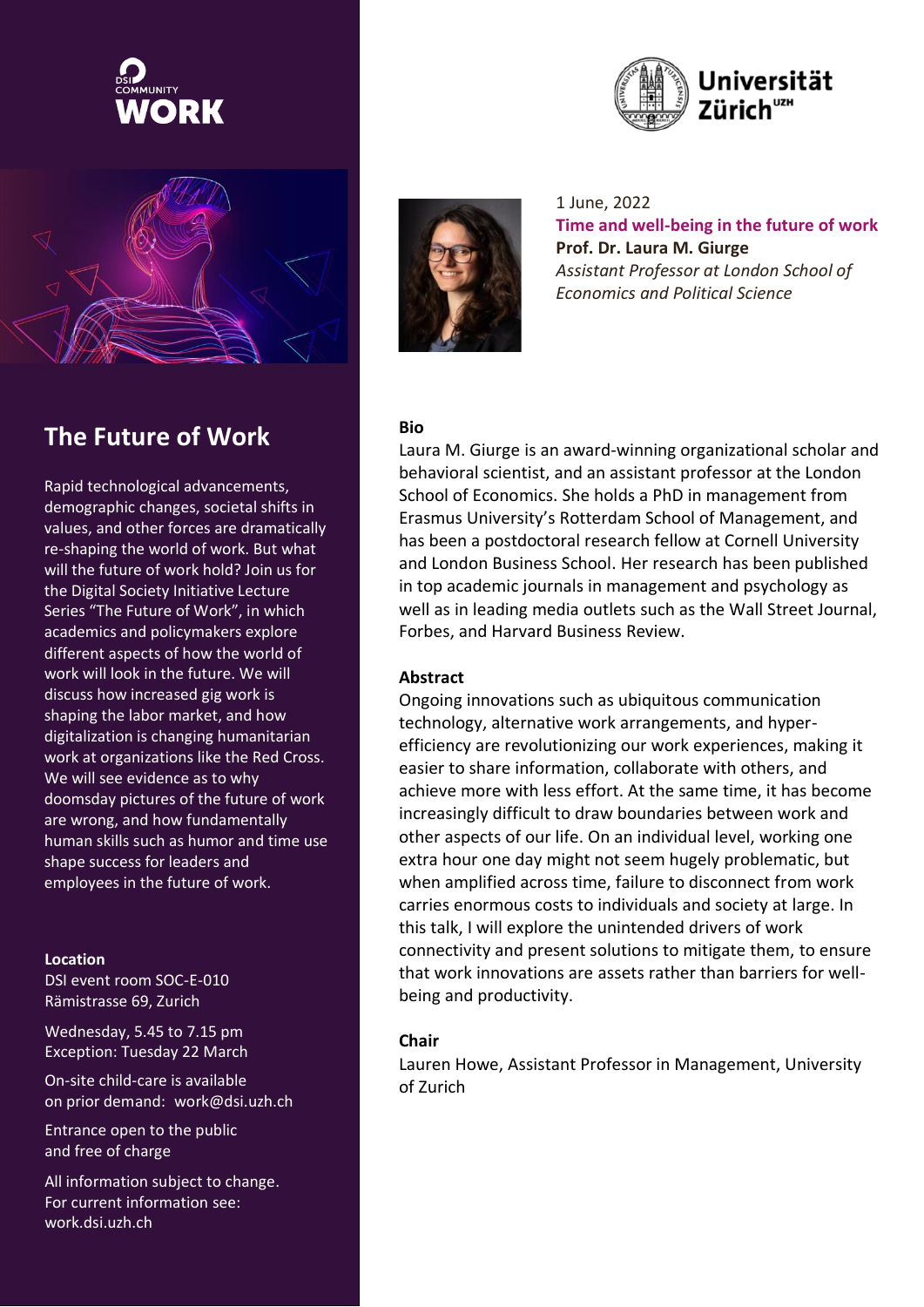DSI COMMUNITY
**WORK**

**Universität Zürich**[UZH]

# The Future of Work

Rapid technological advancements, demographic changes, societal shifts in values, and other forces are dramatically re-shaping the world of work. But what will the future of work hold? Join us for the Digital Society Initiative Lecture Series "The Future of Work", in which academics and policymakers explore different aspects of how the world of work will look in the future. We will discuss how increased gig work is shaping the labor market, and how digitalization is changing humanitarian work at organizations like the Red Cross. We will see evidence as to why doomsday pictures of the future of work are wrong, and how fundamentally human skills such as humor and time use shape success for leaders and employees in the future of work.

**Location**
DSI event room SOC-E-010
Rämistrasse 69, Zurich

Wednesday, 5.45 to 7.15 pm
Exception: Tuesday 22 March

On-site child-care is available
on prior demand: work@dsi.uzh.ch

Entrance open to the public
and free of charge

All information subject to change.
For current information see:
work.dsi.uzh.ch

1 June, 2022
**Time and well-being in the future of work**
**Prof. Dr. Laura M. Giurge**
*Assistant Professor at London School of Economics and Political Science*

**Bio**
Laura M. Giurge is an award-winning organizational scholar and behavioral scientist, and an assistant professor at the London School of Economics. She holds a PhD in management from Erasmus University's Rotterdam School of Management, and has been a postdoctoral research fellow at Cornell University and London Business School. Her research has been published in top academic journals in management and psychology as well as in leading media outlets such as the Wall Street Journal, Forbes, and Harvard Business Review.

**Abstract**
Ongoing innovations such as ubiquitous communication technology, alternative work arrangements, and hyper-efficiency are revolutionizing our work experiences, making it easier to share information, collaborate with others, and achieve more with less effort. At the same time, it has become increasingly difficult to draw boundaries between work and other aspects of our life. On an individual level, working one extra hour one day might not seem hugely problematic, but when amplified across time, failure to disconnect from work carries enormous costs to individuals and society at large. In this talk, I will explore the unintended drivers of work connectivity and present solutions to mitigate them, to ensure that work innovations are assets rather than barriers for well-being and productivity.

**Chair**
Lauren Howe, Assistant Professor in Management, University of Zurich